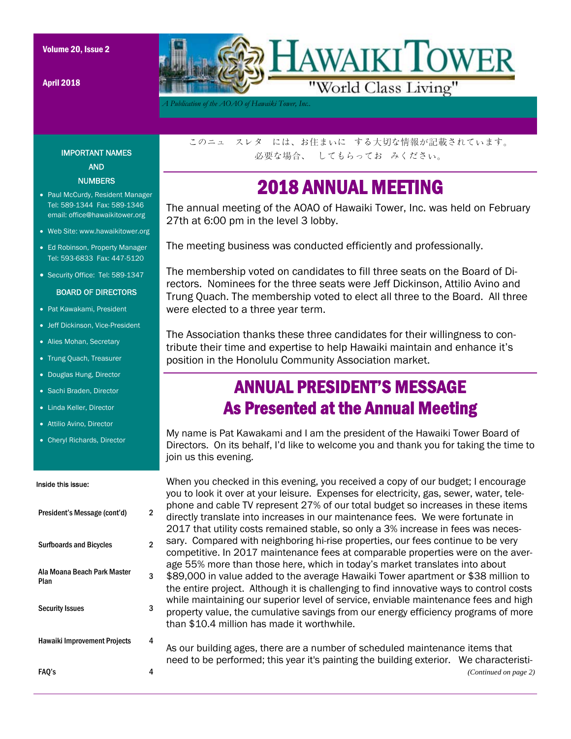Volume 20, Issue 2

April 2018

# HAWAIKI TOWER

"World Class Living"

*A Publication of the AOAO of Hawaiki Tower, Inc.*

このニュ　スレタ　には、お住まいに　する大切な情報が記載されています。
必要な場合、　してもらってお　みください。

## 2018 ANNUAL MEETING

The annual meeting of the AOAO of Hawaiki Tower, Inc. was held on February 27th at 6:00 pm in the level 3 lobby.

The meeting business was conducted efficiently and professionally.

The membership voted on candidates to fill three seats on the Board of Directors. Nominees for the three seats were Jeff Dickinson, Attilio Avino and Trung Quach. The membership voted to elect all three to the Board. All three were elected to a three year term.

The Association thanks these three candidates for their willingness to contribute their time and expertise to help Hawaiki maintain and enhance it's position in the Honolulu Community Association market.

## ANNUAL PRESIDENT'S MESSAGE
## As Presented at the Annual Meeting

My name is Pat Kawakami and I am the president of the Hawaiki Tower Board of Directors. On its behalf, I'd like to welcome you and thank you for taking the time to join us this evening.

When you checked in this evening, you received a copy of our budget; I encourage you to look it over at your leisure. Expenses for electricity, gas, sewer, water, telephone and cable TV represent 27% of our total budget so increases in these items directly translate into increases in our maintenance fees. We were fortunate in 2017 that utility costs remained stable, so only a 3% increase in fees was necessary. Compared with neighboring hi-rise properties, our fees continue to be very competitive. In 2017 maintenance fees at comparable properties were on the average 55% more than those here, which in today's market translates into about $89,000 in value added to the average Hawaiki Tower apartment or $38 million to the entire project. Although it is challenging to find innovative ways to control costs while maintaining our superior level of service, enviable maintenance fees and high property value, the cumulative savings from our energy efficiency programs of more than $10.4 million has made it worthwhile.

As our building ages, there are a number of scheduled maintenance items that need to be performed; this year it's painting the building exterior. We characteristi-

*(Continued on page 2)*

### IMPORTANT NAMES AND NUMBERS

- Paul McCurdy, Resident Manager Tel: 589-1344 Fax: 589-1346 email: office@hawaikitower.org
- Web Site: www.hawaikitower.org
- Ed Robinson, Property Manager Tel: 593-6833 Fax: 447-5120
- Security Office: Tel: 589-1347

### BOARD OF DIRECTORS

- Pat Kawakami, President
- Jeff Dickinson, Vice-President
- Alies Mohan, Secretary
- Trung Quach, Treasurer
- Douglas Hung, Director
- Sachi Braden, Director
- Linda Keller, Director
- Attilio Avino, Director
- Cheryl Richards, Director

### Inside this issue:

| | |
|---|---|
| President's Message (cont'd) | 2 |
| Surfboards and Bicycles | 2 |
| Ala Moana Beach Park Master Plan | 3 |
| Security Issues | 3 |
| Hawaiki Improvement Projects | 4 |
| FAQ's | 4 |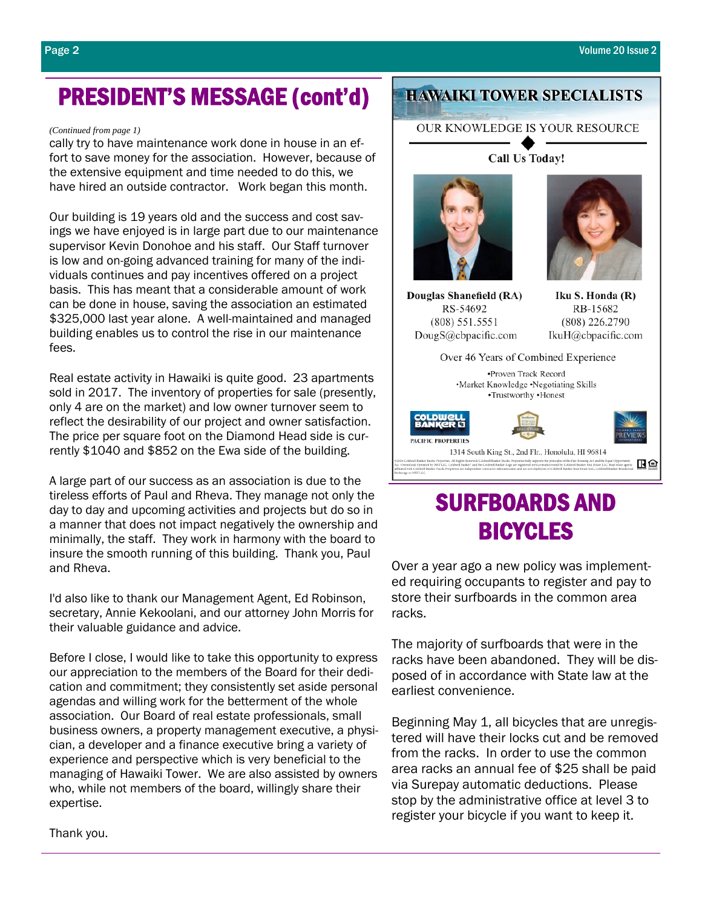# PRESIDENT'S MESSAGE (cont'd)

*(Continued from page 1)*

cally try to have maintenance work done in house in an effort to save money for the association. However, because of the extensive equipment and time needed to do this, we have hired an outside contractor. Work began this month.

Our building is 19 years old and the success and cost savings we have enjoyed is in large part due to our maintenance supervisor Kevin Donohoe and his staff. Our Staff turnover is low and on-going advanced training for many of the individuals continues and pay incentives offered on a project basis. This has meant that a considerable amount of work can be done in house, saving the association an estimated $325,000 last year alone. A well-maintained and managed building enables us to control the rise in our maintenance fees.

Real estate activity in Hawaiki is quite good. 23 apartments sold in 2017. The inventory of properties for sale (presently, only 4 are on the market) and low owner turnover seem to reflect the desirability of our project and owner satisfaction. The price per square foot on the Diamond Head side is currently $1040 and $852 on the Ewa side of the building.

A large part of our success as an association is due to the tireless efforts of Paul and Rheva. They manage not only the day to day and upcoming activities and projects but do so in a manner that does not impact negatively the ownership and minimally, the staff. They work in harmony with the board to insure the smooth running of this building. Thank you, Paul and Rheva.

I'd also like to thank our Management Agent, Ed Robinson, secretary, Annie Kekoolani, and our attorney John Morris for their valuable guidance and advice.

Before I close, I would like to take this opportunity to express our appreciation to the members of the Board for their dedication and commitment; they consistently set aside personal agendas and willing work for the betterment of the whole association. Our Board of real estate professionals, small business owners, a property management executive, a physician, a developer and a finance executive bring a variety of experience and perspective which is very beneficial to the managing of Hawaiki Tower. We are also assisted by owners who, while not members of the board, willingly share their expertise.

Thank you.

**HAWAIKI TOWER SPECIALISTS**

OUR KNOWLEDGE IS YOUR RESOURCE

**Call Us Today!**

**Douglas Shanefield (RA)**
RS-54692
(808) 551.5551
DougS@cbpacific.com

**Iku S. Honda (R)**
RB-15682
(808) 226.2790
IkuH@cbpacific.com

Over 46 Years of Combined Experience

•Proven Track Record
•Market Knowledge •Negotiating Skills
•Trustworthy •Honest

COLDWELL BANKER PACIFIC PROPERTIES

1314 South King St., 2nd Flr., Honolulu, HI 96814

# SURFBOARDS AND BICYCLES

Over a year ago a new policy was implemented requiring occupants to register and pay to store their surfboards in the common area racks.

The majority of surfboards that were in the racks have been abandoned. They will be disposed of in accordance with State law at the earliest convenience.

Beginning May 1, all bicycles that are unregistered will have their locks cut and be removed from the racks. In order to use the common area racks an annual fee of $25 shall be paid via Surepay automatic deductions. Please stop by the administrative office at level 3 to register your bicycle if you want to keep it.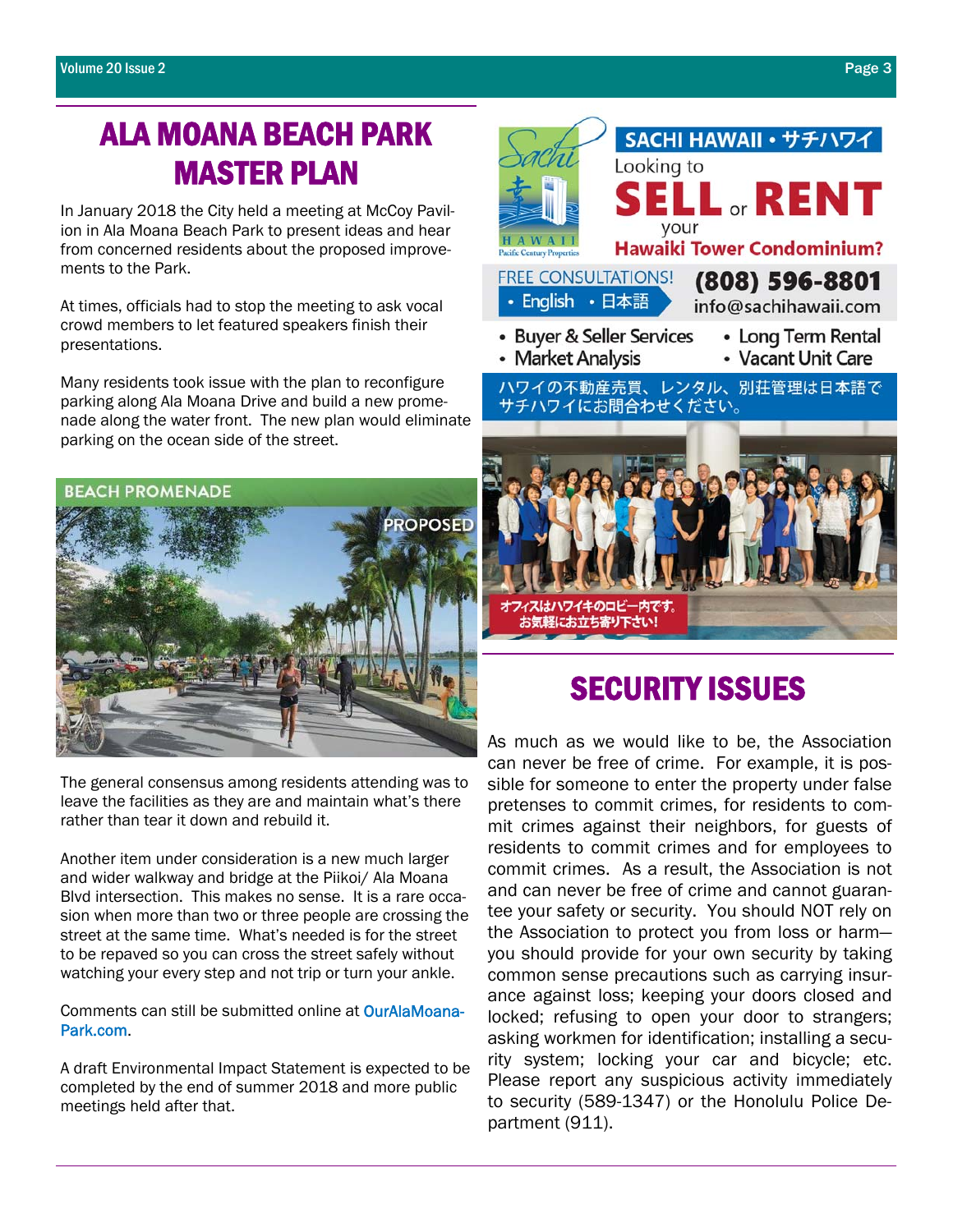# ALA MOANA BEACH PARK MASTER PLAN

In January 2018 the City held a meeting at McCoy Pavilion in Ala Moana Beach Park to present ideas and hear from concerned residents about the proposed improvements to the Park.

At times, officials had to stop the meeting to ask vocal crowd members to let featured speakers finish their presentations.

Many residents took issue with the plan to reconfigure parking along Ala Moana Drive and build a new promenade along the water front. The new plan would eliminate parking on the ocean side of the street.

BEACH PROMENADE

PROPOSED

The general consensus among residents attending was to leave the facilities as they are and maintain what's there rather than tear it down and rebuild it.

Another item under consideration is a new much larger and wider walkway and bridge at the Piikoi/ Ala Moana Blvd intersection. This makes no sense. It is a rare occasion when more than two or three people are crossing the street at the same time. What's needed is for the street to be repaved so you can cross the street safely without watching your every step and not trip or turn your ankle.

Comments can still be submitted online at OurAlaMoanaPark.com.

A draft Environmental Impact Statement is expected to be completed by the end of summer 2018 and more public meetings held after that.

**SACHI HAWAII • サチハワイ**

Looking to **SELL** or **RENT** your **Hawaiki Tower Condominium?**

FREE CONSULTATIONS! • English • 日本語

**(808) 596-8801**
info@sachihawaii.com

- Buyer & Seller Services
- Market Analysis
- Long Term Rental
- Vacant Unit Care

ハワイの不動産売買、レンタル、別荘管理は日本語でサチハワイにお問合わせください。

オフィスはハワイキのロビー内です。お気軽にお立ち寄り下さい!

# SECURITY ISSUES

As much as we would like to be, the Association can never be free of crime. For example, it is possible for someone to enter the property under false pretenses to commit crimes, for residents to commit crimes against their neighbors, for guests of residents to commit crimes and for employees to commit crimes. As a result, the Association is not and can never be free of crime and cannot guarantee your safety or security. You should NOT rely on the Association to protect you from loss or harm—you should provide for your own security by taking common sense precautions such as carrying insurance against loss; keeping your doors closed and locked; refusing to open your door to strangers; asking workmen for identification; installing a security system; locking your car and bicycle; etc. Please report any suspicious activity immediately to security (589-1347) or the Honolulu Police Department (911).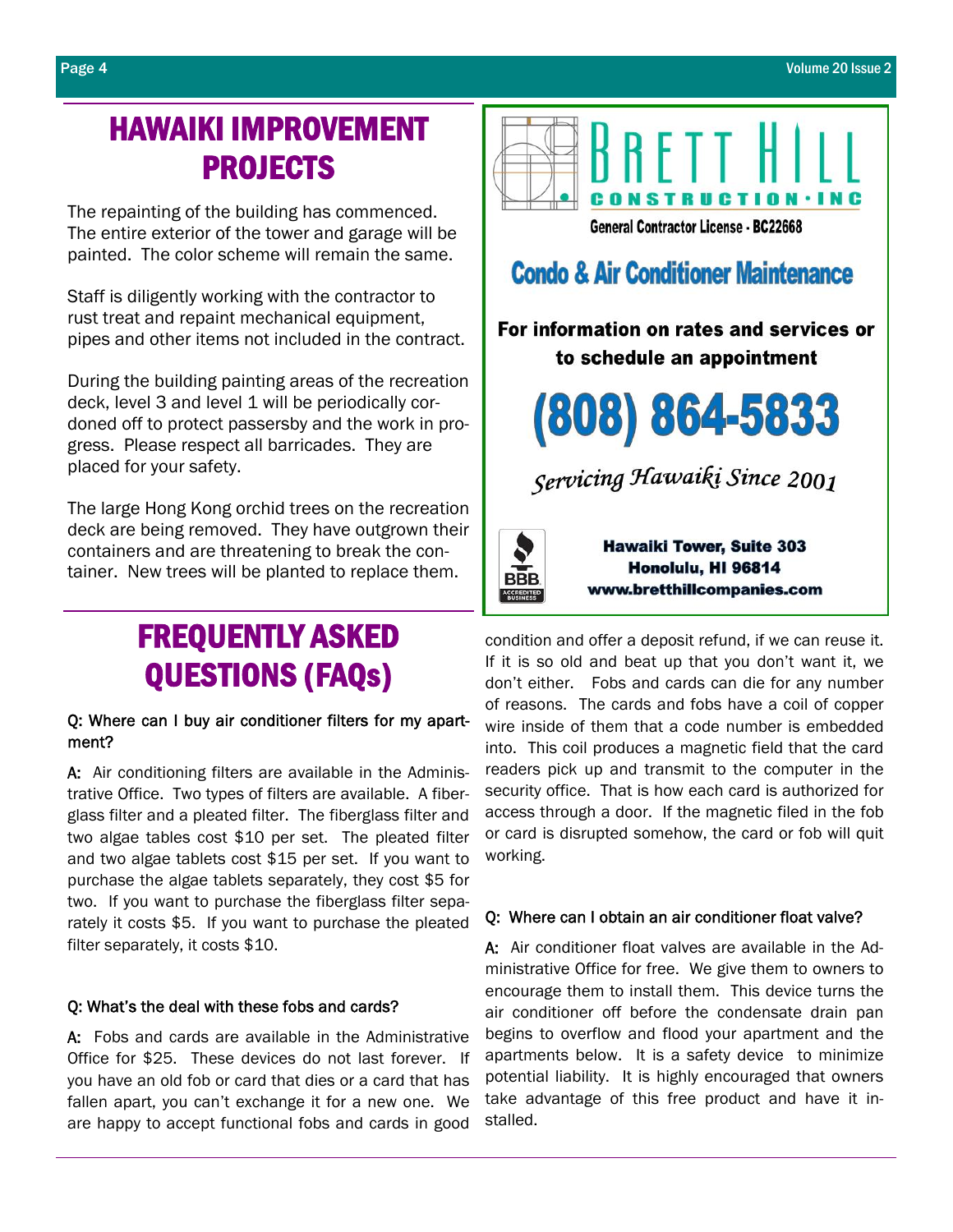# HAWAIKI IMPROVEMENT PROJECTS

The repainting of the building has commenced. The entire exterior of the tower and garage will be painted. The color scheme will remain the same.

Staff is diligently working with the contractor to rust treat and repaint mechanical equipment, pipes and other items not included in the contract.

During the building painting areas of the recreation deck, level 3 and level 1 will be periodically cordoned off to protect passersby and the work in progress. Please respect all barricades. They are placed for your safety.

The large Hong Kong orchid trees on the recreation deck are being removed. They have outgrown their containers and are threatening to break the container. New trees will be planted to replace them.

BRETT HILL CONSTRUCTION · INC

General Contractor License - BC22668

**Condo & Air Conditioner Maintenance**

**For information on rates and services or to schedule an appointment**

**(808) 864-5833**

*Servicing Hawaiki Since 2001*

BBB ACCREDITED BUSINESS

**Hawaiki Tower, Suite 303**
**Honolulu, HI 96814**
**www.bretthillcompanies.com**

# FREQUENTLY ASKED QUESTIONS (FAQs)

**Q: Where can I buy air conditioner filters for my apartment?**

**A:** Air conditioning filters are available in the Administrative Office. Two types of filters are available. A fiberglass filter and a pleated filter. The fiberglass filter and two algae tables cost $10 per set. The pleated filter and two algae tablets cost $15 per set. If you want to purchase the algae tablets separately, they cost $5 for two. If you want to purchase the fiberglass filter separately it costs $5. If you want to purchase the pleated filter separately, it costs $10.

**Q: What's the deal with these fobs and cards?**

**A:** Fobs and cards are available in the Administrative Office for $25. These devices do not last forever. If you have an old fob or card that dies or a card that has fallen apart, you can't exchange it for a new one. We are happy to accept functional fobs and cards in good condition and offer a deposit refund, if we can reuse it. If it is so old and beat up that you don't want it, we don't either. Fobs and cards can die for any number of reasons. The cards and fobs have a coil of copper wire inside of them that a code number is embedded into. This coil produces a magnetic field that the card readers pick up and transmit to the computer in the security office. That is how each card is authorized for access through a door. If the magnetic filed in the fob or card is disrupted somehow, the card or fob will quit working.

**Q: Where can I obtain an air conditioner float valve?**

**A:** Air conditioner float valves are available in the Administrative Office for free. We give them to owners to encourage them to install them. This device turns the air conditioner off before the condensate drain pan begins to overflow and flood your apartment and the apartments below. It is a safety device to minimize potential liability. It is highly encouraged that owners take advantage of this free product and have it installed.